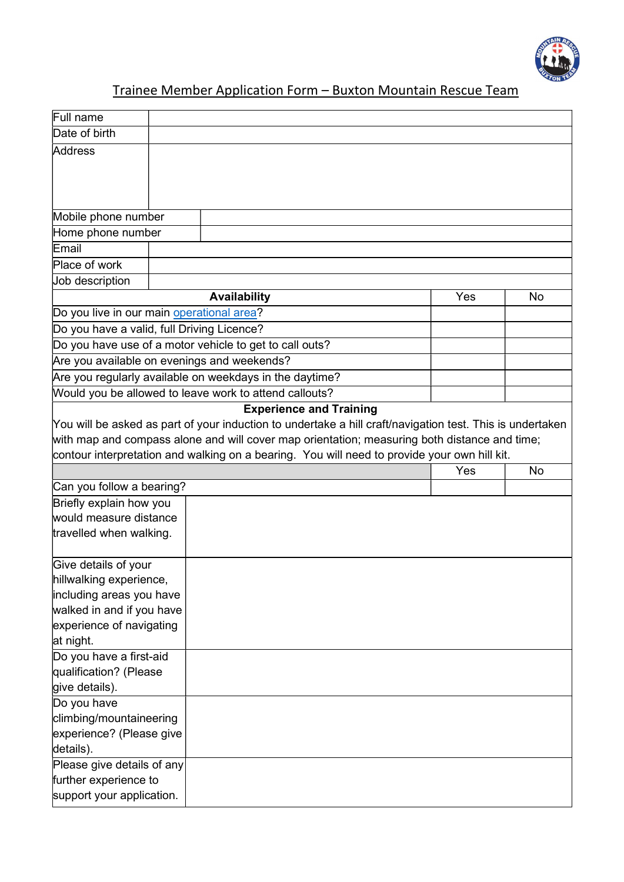# Trainee Member Application Form – Buxton Mountain Rescue Team

| Full name | |
|---|---|
| Date of birth | |
| Address | |
| Mobile phone number | |
| Home phone number | |
| Email | |
| Place of work | |
| Job description | |

| **Availability** | Yes | No |
|---|---|---|
| Do you live in our main operational area? | | |
| Do you have a valid, full Driving Licence? | | |
| Do you have use of a motor vehicle to get to call outs? | | |
| Are you available on evenings and weekends? | | |
| Are you regularly available on weekdays in the daytime? | | |
| Would you be allowed to leave work to attend callouts? | | |

**Experience and Training**

You will be asked as part of your induction to undertake a hill craft/navigation test. This is undertaken with map and compass alone and will cover map orientation; measuring both distance and time; contour interpretation and walking on a bearing. You will need to provide your own hill kit.

| | Yes | No |
|---|---|---|
| Can you follow a bearing? | | |

| | |
|---|---|
| Briefly explain how you would measure distance travelled when walking. | |
| Give details of your hillwalking experience, including areas you have walked in and if you have experience of navigating at night. | |
| Do you have a first-aid qualification? (Please give details). | |
| Do you have climbing/mountaineering experience? (Please give details). | |
| Please give details of any further experience to support your application. | |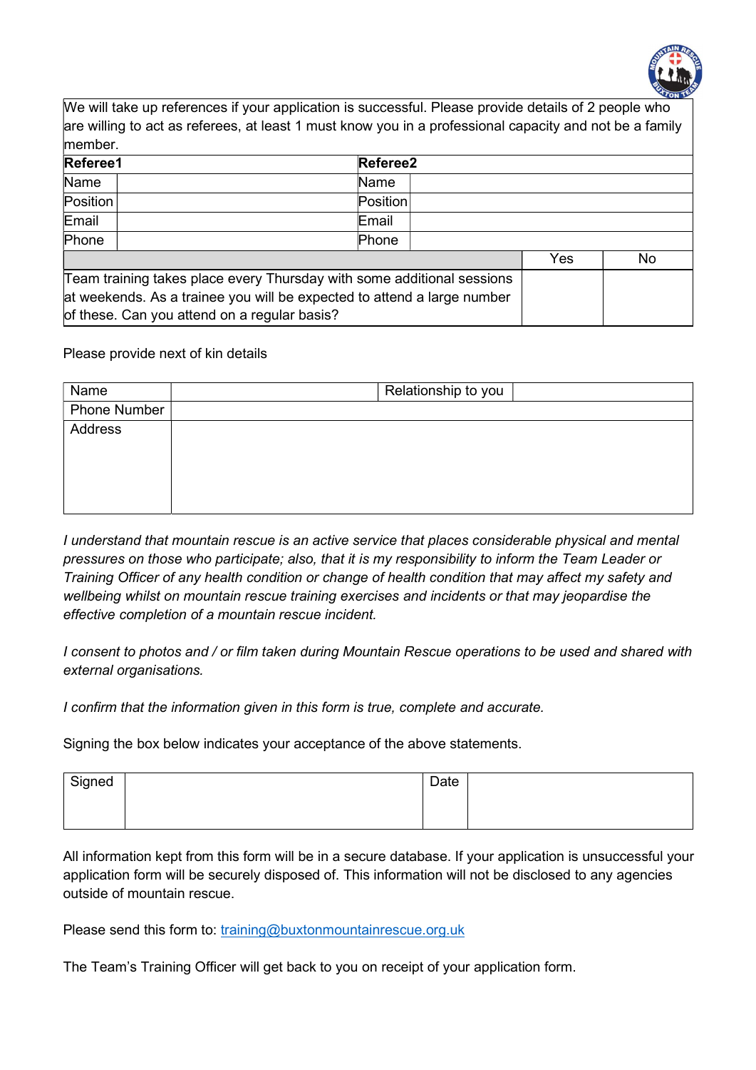We will take up references if your application is successful. Please provide details of 2 people who are willing to act as referees, at least 1 must know you in a professional capacity and not be a family member.

| **Referee1** | | **Referee2** | |
|---|---|---|---|
| Name | | Name | |
| Position | | Position | |
| Email | | Email | |
| Phone | | Phone | |

| | Yes | No |
|---|---|---|
| Team training takes place every Thursday with some additional sessions at weekends. As a trainee you will be expected to attend a large number of these. Can you attend on a regular basis? | | |

Please provide next of kin details

| Name | | Relationship to you | |
|---|---|---|---|
| Phone Number | | | |
| Address | | | |

*I understand that mountain rescue is an active service that places considerable physical and mental pressures on those who participate; also, that it is my responsibility to inform the Team Leader or Training Officer of any health condition or change of health condition that may affect my safety and wellbeing whilst on mountain rescue training exercises and incidents or that may jeopardise the effective completion of a mountain rescue incident.*

*I consent to photos and / or film taken during Mountain Rescue operations to be used and shared with external organisations.*

*I confirm that the information given in this form is true, complete and accurate.*

Signing the box below indicates your acceptance of the above statements.

| Signed | | Date | |
|---|---|---|---|

All information kept from this form will be in a secure database. If your application is unsuccessful your application form will be securely disposed of. This information will not be disclosed to any agencies outside of mountain rescue.

Please send this form to: training@buxtonmountainrescue.org.uk

The Team's Training Officer will get back to you on receipt of your application form.